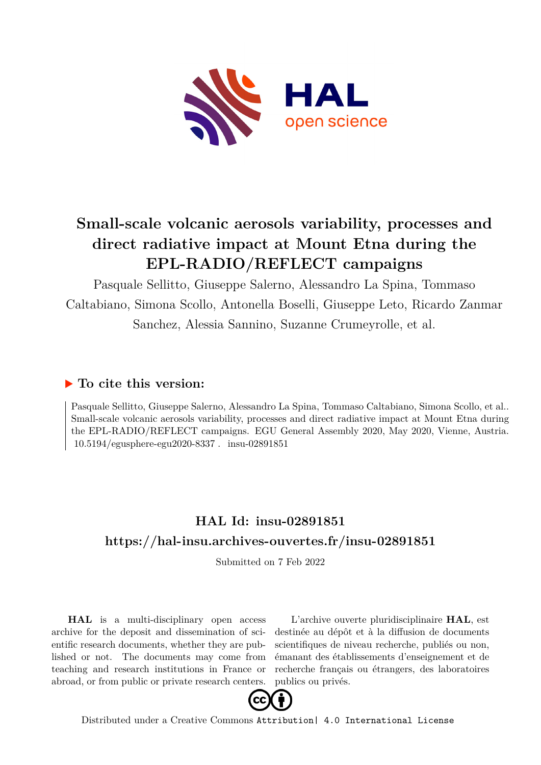# Small-scale volcanic aerosols variability, processes and direct radiative impact at Mount Etna during the EPL-RADIO/REFLECT campaigns

Pasquale Sellitto, Giuseppe Salerno, Alessandro La Spina, Tommaso Caltabiano, Simona Scollo, Antonella Boselli, Giuseppe Leto, Ricardo Zanmar Sanchez, Alessia Sannino, Suzanne Crumeyrolle, et al.

### ▶ To cite this version:

Pasquale Sellitto, Giuseppe Salerno, Alessandro La Spina, Tommaso Caltabiano, Simona Scollo, et al.. Small-scale volcanic aerosols variability, processes and direct radiative impact at Mount Etna during the EPL-RADIO/REFLECT campaigns. EGU General Assembly 2020, May 2020, Vienne, Austria. 10.5194/egusphere-egu2020-8337 . insu-02891851

## HAL Id: insu-02891851

## https://hal-insu.archives-ouvertes.fr/insu-02891851

Submitted on 7 Feb 2022

**HAL** is a multi-disciplinary open access archive for the deposit and dissemination of scientific research documents, whether they are published or not. The documents may come from teaching and research institutions in France or abroad, or from public or private research centers.

L'archive ouverte pluridisciplinaire **HAL**, est destinée au dépôt et à la diffusion de documents scientifiques de niveau recherche, publiés ou non, émanant des établissements d'enseignement et de recherche français ou étrangers, des laboratoires publics ou privés.

Distributed under a Creative Commons Attribution| 4.0 International License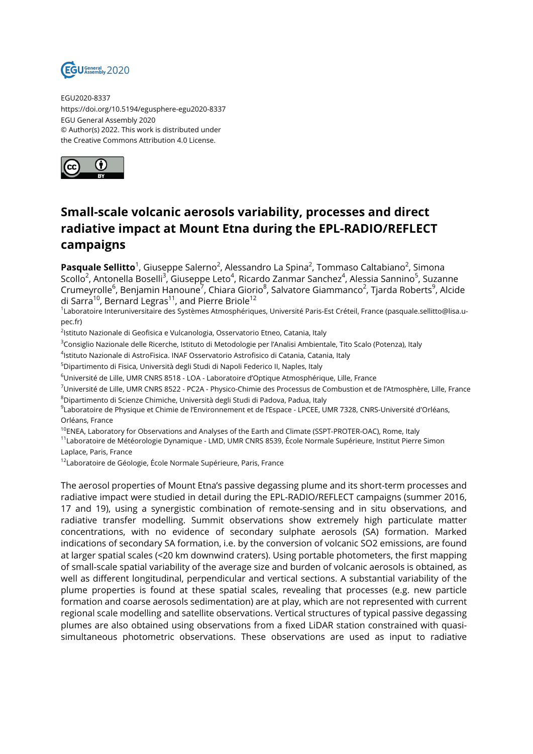EGU2020-8337
https://doi.org/10.5194/egusphere-egu2020-8337
EGU General Assembly 2020
© Author(s) 2022. This work is distributed under
the Creative Commons Attribution 4.0 License.

# Small-scale volcanic aerosols variability, processes and direct radiative impact at Mount Etna during the EPL-RADIO/REFLECT campaigns

**Pasquale Sellitto**[1], Giuseppe Salerno[2], Alessandro La Spina[2], Tommaso Caltabiano[2], Simona Scollo[2], Antonella Boselli[3], Giuseppe Leto[4], Ricardo Zanmar Sanchez[4], Alessia Sannino[5], Suzanne Crumeyrolle[6], Benjamin Hanoune[7], Chiara Giorio[8], Salvatore Giammanco[2], Tjarda Roberts[9], Alcide di Sarra[10], Bernard Legras[11], and Pierre Briole[12]

[1]Laboratoire Interuniversitaire des Systèmes Atmosphériques, Université Paris-Est Créteil, France (pasquale.sellitto@lisa.u-pec.fr)
[2]Istituto Nazionale di Geofisica e Vulcanologia, Osservatorio Etneo, Catania, Italy
[3]Consiglio Nazionale delle Ricerche, Istituto di Metodologie per l'Analisi Ambientale, Tito Scalo (Potenza), Italy
[4]Istituto Nazionale di AstroFisica. INAF Osservatorio Astrofisico di Catania, Catania, Italy
[5]Dipartimento di Fisica, Università degli Studi di Napoli Federico II, Naples, Italy
[6]Université de Lille, UMR CNRS 8518 - LOA - Laboratoire d'Optique Atmosphérique, Lille, France
[7]Université de Lille, UMR CNRS 8522 - PC2A - Physico-Chimie des Processus de Combustion et de l'Atmosphère, Lille, France
[8]Dipartimento di Scienze Chimiche, Università degli Studi di Padova, Padua, Italy
[9]Laboratoire de Physique et Chimie de l'Environnement et de l'Espace - LPCEE, UMR 7328, CNRS-Université d'Orléans, Orléans, France
[10]ENEA, Laboratory for Observations and Analyses of the Earth and Climate (SSPT-PROTER-OAC), Rome, Italy
[11]Laboratoire de Météorologie Dynamique - LMD, UMR CNRS 8539, École Normale Supérieure, Institut Pierre Simon Laplace, Paris, France
[12]Laboratoire de Géologie, École Normale Supérieure, Paris, France

The aerosol properties of Mount Etna's passive degassing plume and its short-term processes and radiative impact were studied in detail during the EPL-RADIO/REFLECT campaigns (summer 2016, 17 and 19), using a synergistic combination of remote-sensing and in situ observations, and radiative transfer modelling. Summit observations show extremely high particulate matter concentrations, with no evidence of secondary sulphate aerosols (SA) formation. Marked indications of secondary SA formation, i.e. by the conversion of volcanic $SO_2$ emissions, are found at larger spatial scales (<20 km downwind craters). Using portable photometers, the first mapping of small-scale spatial variability of the average size and burden of volcanic aerosols is obtained, as well as different longitudinal, perpendicular and vertical sections. A substantial variability of the plume properties is found at these spatial scales, revealing that processes (e.g. new particle formation and coarse aerosols sedimentation) are at play, which are not represented with current regional scale modelling and satellite observations. Vertical structures of typical passive degassing plumes are also obtained using observations from a fixed LiDAR station constrained with quasi-simultaneous photometric observations. These observations are used as input to radiative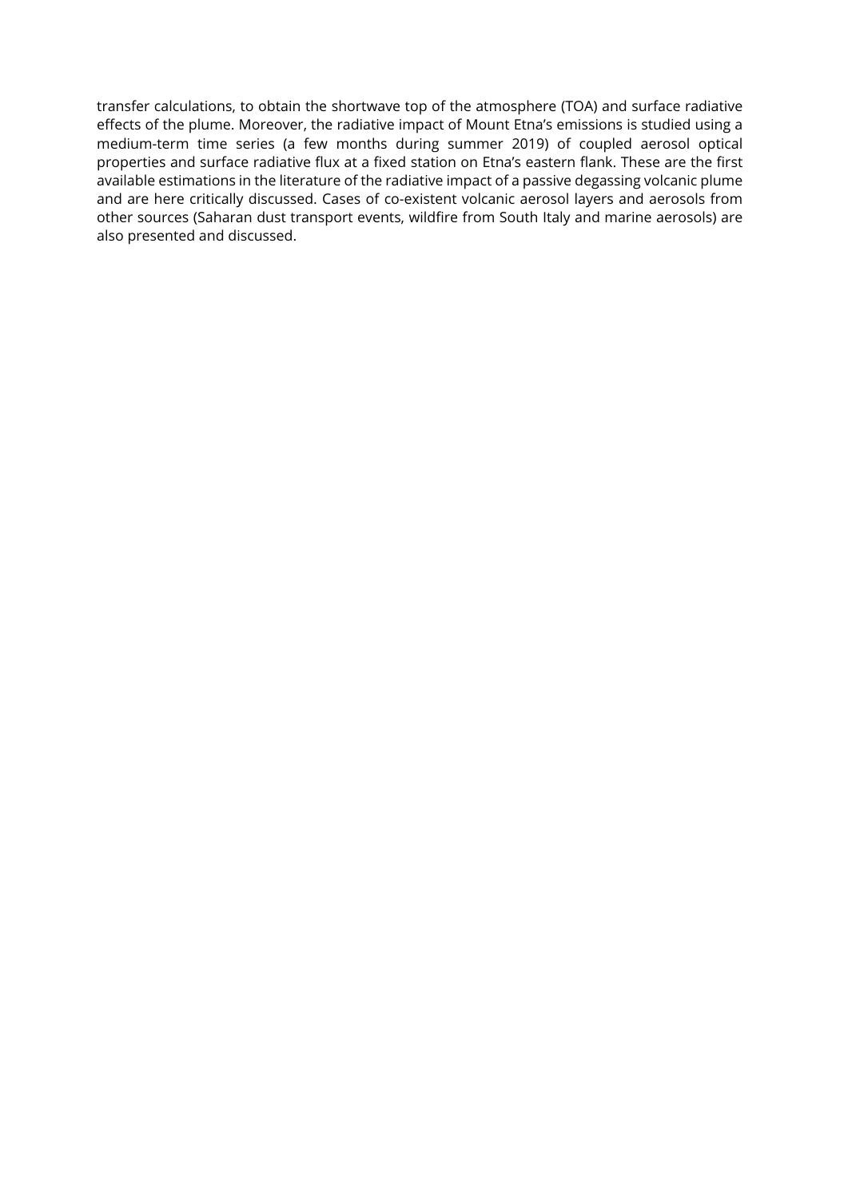transfer calculations, to obtain the shortwave top of the atmosphere (TOA) and surface radiative effects of the plume. Moreover, the radiative impact of Mount Etna's emissions is studied using a medium-term time series (a few months during summer 2019) of coupled aerosol optical properties and surface radiative flux at a fixed station on Etna's eastern flank. These are the first available estimations in the literature of the radiative impact of a passive degassing volcanic plume and are here critically discussed. Cases of co-existent volcanic aerosol layers and aerosols from other sources (Saharan dust transport events, wildfire from South Italy and marine aerosols) are also presented and discussed.